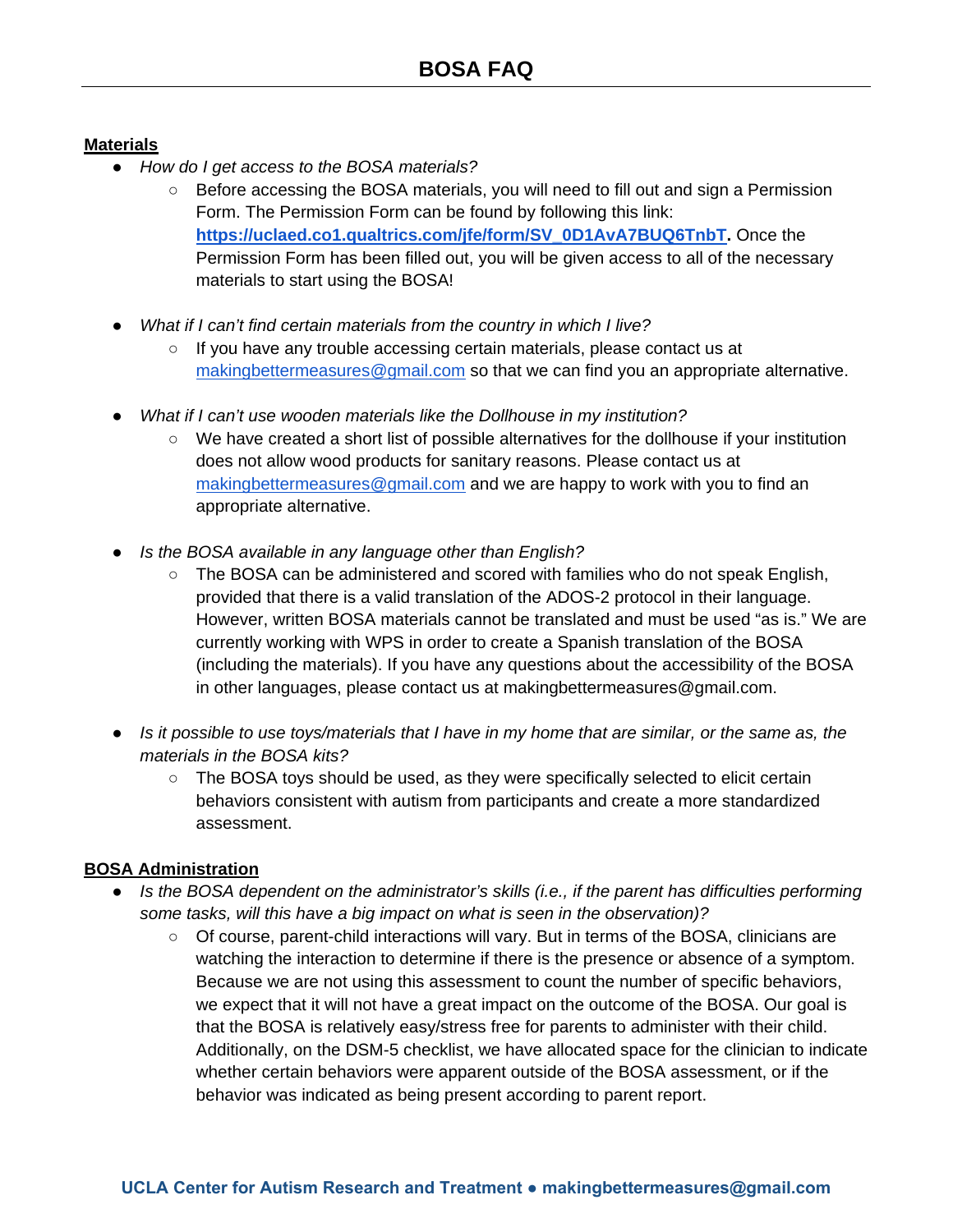# BOSA FAQ

**Materials**

- *How do I get access to the BOSA materials?*
  - Before accessing the BOSA materials, you will need to fill out and sign a Permission Form. The Permission Form can be found by following this link: **https://uclaed.co1.qualtrics.com/jfe/form/SV_0D1AvA7BUQ6TnbT.** Once the Permission Form has been filled out, you will be given access to all of the necessary materials to start using the BOSA!

- *What if I can't find certain materials from the country in which I live?*
  - If you have any trouble accessing certain materials, please contact us at makingbettermeasures@gmail.com so that we can find you an appropriate alternative.

- *What if I can't use wooden materials like the Dollhouse in my institution?*
  - We have created a short list of possible alternatives for the dollhouse if your institution does not allow wood products for sanitary reasons. Please contact us at makingbettermeasures@gmail.com and we are happy to work with you to find an appropriate alternative.

- *Is the BOSA available in any language other than English?*
  - The BOSA can be administered and scored with families who do not speak English, provided that there is a valid translation of the ADOS-2 protocol in their language. However, written BOSA materials cannot be translated and must be used "as is." We are currently working with WPS in order to create a Spanish translation of the BOSA (including the materials). If you have any questions about the accessibility of the BOSA in other languages, please contact us at makingbettermeasures@gmail.com.

- *Is it possible to use toys/materials that I have in my home that are similar, or the same as, the materials in the BOSA kits?*
  - The BOSA toys should be used, as they were specifically selected to elicit certain behaviors consistent with autism from participants and create a more standardized assessment.

**BOSA Administration**

- *Is the BOSA dependent on the administrator's skills (i.e., if the parent has difficulties performing some tasks, will this have a big impact on what is seen in the observation)?*
  - Of course, parent-child interactions will vary. But in terms of the BOSA, clinicians are watching the interaction to determine if there is the presence or absence of a symptom. Because we are not using this assessment to count the number of specific behaviors, we expect that it will not have a great impact on the outcome of the BOSA. Our goal is that the BOSA is relatively easy/stress free for parents to administer with their child. Additionally, on the DSM-5 checklist, we have allocated space for the clinician to indicate whether certain behaviors were apparent outside of the BOSA assessment, or if the behavior was indicated as being present according to parent report.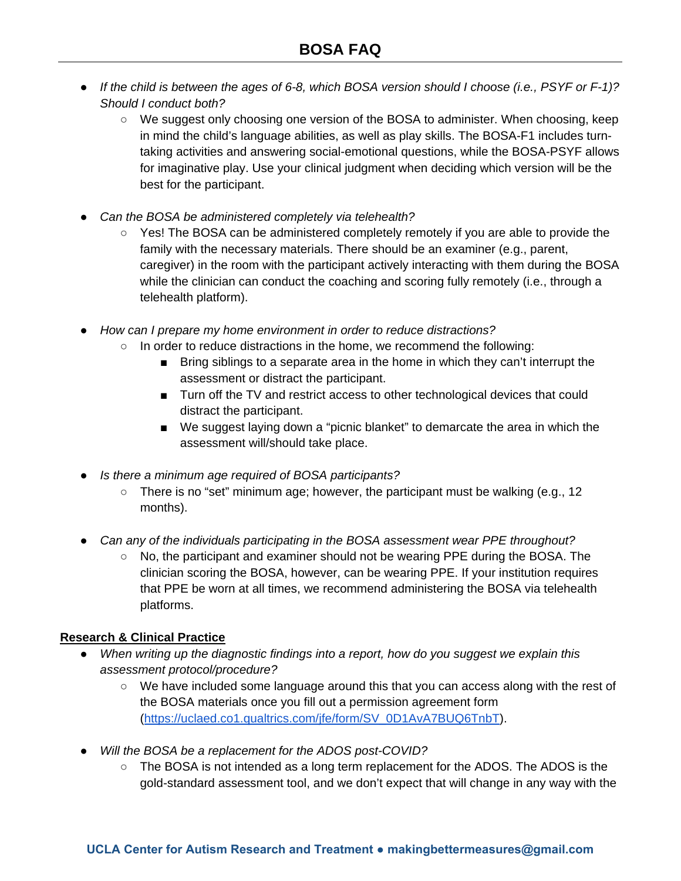# BOSA FAQ

- *If the child is between the ages of 6-8, which BOSA version should I choose (i.e., PSYF or F-1)? Should I conduct both?*
  - We suggest only choosing one version of the BOSA to administer. When choosing, keep in mind the child's language abilities, as well as play skills. The BOSA-F1 includes turn-taking activities and answering social-emotional questions, while the BOSA-PSYF allows for imaginative play. Use your clinical judgment when deciding which version will be the best for the participant.

- *Can the BOSA be administered completely via telehealth?*
  - Yes! The BOSA can be administered completely remotely if you are able to provide the family with the necessary materials. There should be an examiner (e.g., parent, caregiver) in the room with the participant actively interacting with them during the BOSA while the clinician can conduct the coaching and scoring fully remotely (i.e., through a telehealth platform).

- *How can I prepare my home environment in order to reduce distractions?*
  - In order to reduce distractions in the home, we recommend the following:
    - Bring siblings to a separate area in the home in which they can't interrupt the assessment or distract the participant.
    - Turn off the TV and restrict access to other technological devices that could distract the participant.
    - We suggest laying down a "picnic blanket" to demarcate the area in which the assessment will/should take place.

- *Is there a minimum age required of BOSA participants?*
  - There is no "set" minimum age; however, the participant must be walking (e.g., 12 months).

- *Can any of the individuals participating in the BOSA assessment wear PPE throughout?*
  - No, the participant and examiner should not be wearing PPE during the BOSA. The clinician scoring the BOSA, however, can be wearing PPE. If your institution requires that PPE be worn at all times, we recommend administering the BOSA via telehealth platforms.

**Research & Clinical Practice**

- *When writing up the diagnostic findings into a report, how do you suggest we explain this assessment protocol/procedure?*
  - We have included some language around this that you can access along with the rest of the BOSA materials once you fill out a permission agreement form ([https://uclaed.co1.qualtrics.com/jfe/form/SV_0D1AvA7BUQ6TnbT](https://uclaed.co1.qualtrics.com/jfe/form/SV_0D1AvA7BUQ6TnbT)).

- *Will the BOSA be a replacement for the ADOS post-COVID?*
  - The BOSA is not intended as a long term replacement for the ADOS. The ADOS is the gold-standard assessment tool, and we don't expect that will change in any way with the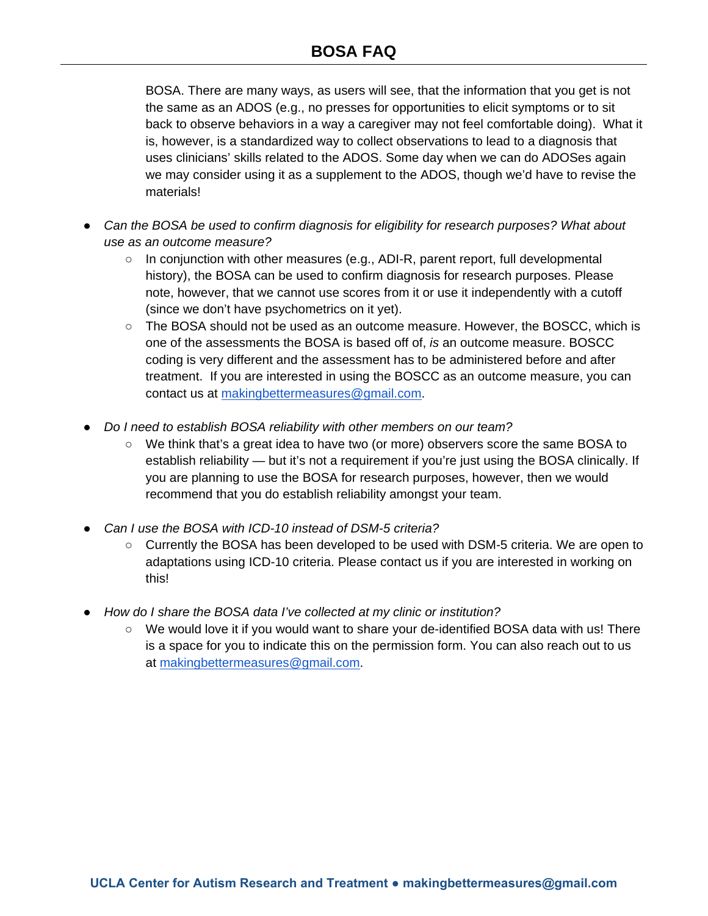BOSA. There are many ways, as users will see, that the information that you get is not the same as an ADOS (e.g., no presses for opportunities to elicit symptoms or to sit back to observe behaviors in a way a caregiver may not feel comfortable doing). What it is, however, is a standardized way to collect observations to lead to a diagnosis that uses clinicians' skills related to the ADOS. Some day when we can do ADOSes again we may consider using it as a supplement to the ADOS, though we'd have to revise the materials!

- *Can the BOSA be used to confirm diagnosis for eligibility for research purposes? What about use as an outcome measure?*
  - In conjunction with other measures (e.g., ADI-R, parent report, full developmental history), the BOSA can be used to confirm diagnosis for research purposes. Please note, however, that we cannot use scores from it or use it independently with a cutoff (since we don't have psychometrics on it yet).
  - The BOSA should not be used as an outcome measure. However, the BOSCC, which is one of the assessments the BOSA is based off of, *is* an outcome measure. BOSCC coding is very different and the assessment has to be administered before and after treatment. If you are interested in using the BOSCC as an outcome measure, you can contact us at makingbettermeasures@gmail.com.

- *Do I need to establish BOSA reliability with other members on our team?*
  - We think that's a great idea to have two (or more) observers score the same BOSA to establish reliability — but it's not a requirement if you're just using the BOSA clinically. If you are planning to use the BOSA for research purposes, however, then we would recommend that you do establish reliability amongst your team.

- *Can I use the BOSA with ICD-10 instead of DSM-5 criteria?*
  - Currently the BOSA has been developed to be used with DSM-5 criteria. We are open to adaptations using ICD-10 criteria. Please contact us if you are interested in working on this!

- *How do I share the BOSA data I've collected at my clinic or institution?*
  - We would love it if you would want to share your de-identified BOSA data with us! There is a space for you to indicate this on the permission form. You can also reach out to us at makingbettermeasures@gmail.com.